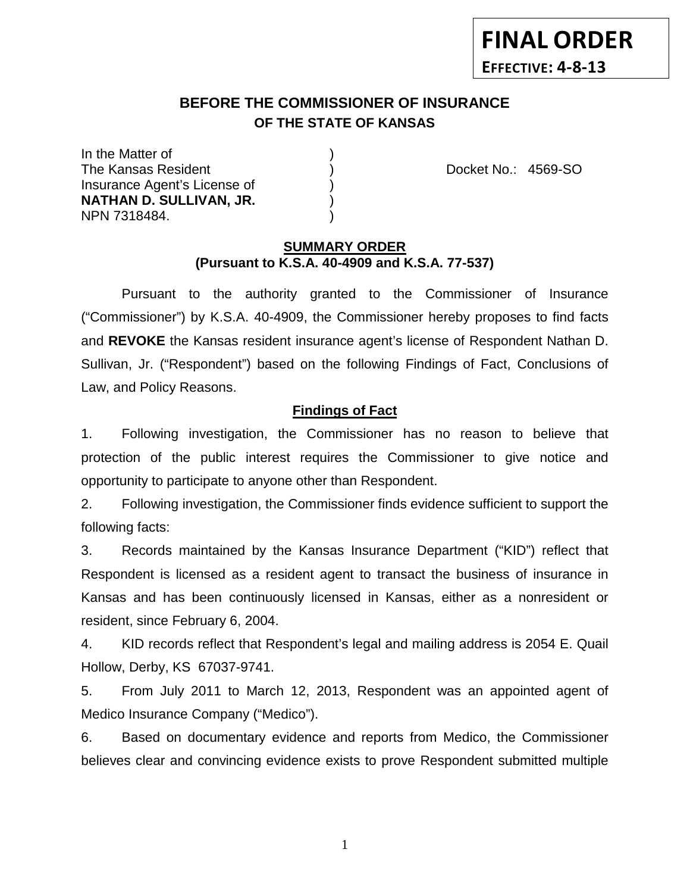**FINAL ORDER**

**EFFECTIVE: 4-8-13**

**BEFORE THE COMMISSIONER OF INSURANCE**
**OF THE STATE OF KANSAS**

| | | |
|---|---|---|
| In the Matter of | ) | |
| The Kansas Resident | ) | Docket No.: 4569-SO |
| Insurance Agent's License of | ) | |
| **NATHAN D. SULLIVAN, JR.** | ) | |
| NPN 7318484. | ) | |

**SUMMARY ORDER**
**(Pursuant to K.S.A. 40-4909 and K.S.A. 77-537)**

Pursuant to the authority granted to the Commissioner of Insurance ("Commissioner") by K.S.A. 40-4909, the Commissioner hereby proposes to find facts and **REVOKE** the Kansas resident insurance agent's license of Respondent Nathan D. Sullivan, Jr. ("Respondent") based on the following Findings of Fact, Conclusions of Law, and Policy Reasons.

**Findings of Fact**

1. Following investigation, the Commissioner has no reason to believe that protection of the public interest requires the Commissioner to give notice and opportunity to participate to anyone other than Respondent.

2. Following investigation, the Commissioner finds evidence sufficient to support the following facts:

3. Records maintained by the Kansas Insurance Department ("KID") reflect that Respondent is licensed as a resident agent to transact the business of insurance in Kansas and has been continuously licensed in Kansas, either as a nonresident or resident, since February 6, 2004.

4. KID records reflect that Respondent's legal and mailing address is 2054 E. Quail Hollow, Derby, KS 67037-9741.

5. From July 2011 to March 12, 2013, Respondent was an appointed agent of Medico Insurance Company ("Medico").

6. Based on documentary evidence and reports from Medico, the Commissioner believes clear and convincing evidence exists to prove Respondent submitted multiple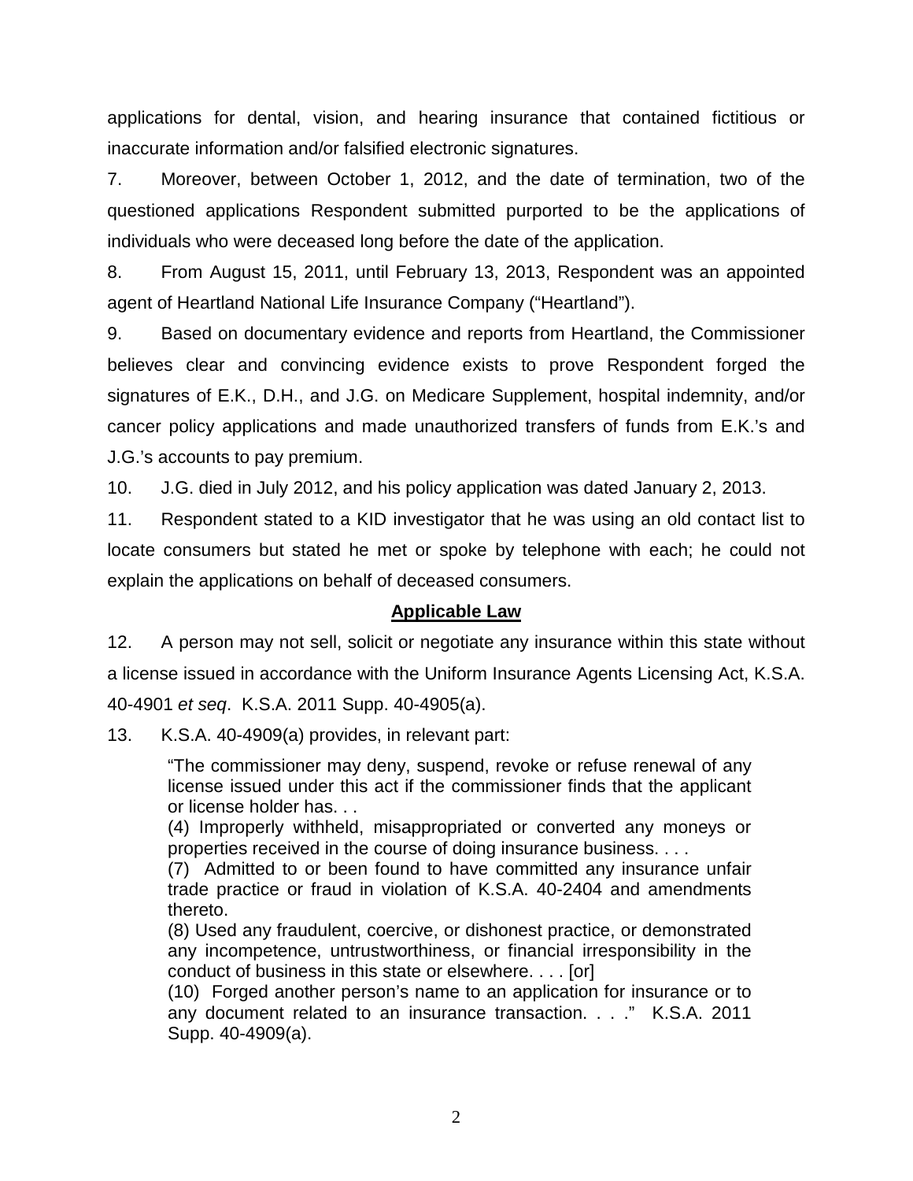applications for dental, vision, and hearing insurance that contained fictitious or inaccurate information and/or falsified electronic signatures.

7. Moreover, between October 1, 2012, and the date of termination, two of the questioned applications Respondent submitted purported to be the applications of individuals who were deceased long before the date of the application.

8. From August 15, 2011, until February 13, 2013, Respondent was an appointed agent of Heartland National Life Insurance Company ("Heartland").

9. Based on documentary evidence and reports from Heartland, the Commissioner believes clear and convincing evidence exists to prove Respondent forged the signatures of E.K., D.H., and J.G. on Medicare Supplement, hospital indemnity, and/or cancer policy applications and made unauthorized transfers of funds from E.K.'s and J.G.'s accounts to pay premium.

10. J.G. died in July 2012, and his policy application was dated January 2, 2013.

11. Respondent stated to a KID investigator that he was using an old contact list to locate consumers but stated he met or spoke by telephone with each; he could not explain the applications on behalf of deceased consumers.

## **Applicable Law**

12. A person may not sell, solicit or negotiate any insurance within this state without a license issued in accordance with the Uniform Insurance Agents Licensing Act, K.S.A. 40-4901 *et seq*. K.S.A. 2011 Supp. 40-4905(a).

13. K.S.A. 40-4909(a) provides, in relevant part:

> "The commissioner may deny, suspend, revoke or refuse renewal of any license issued under this act if the commissioner finds that the applicant or license holder has. . .
>
> (4) Improperly withheld, misappropriated or converted any moneys or properties received in the course of doing insurance business. . . .
>
> (7) Admitted to or been found to have committed any insurance unfair trade practice or fraud in violation of K.S.A. 40-2404 and amendments thereto.
>
> (8) Used any fraudulent, coercive, or dishonest practice, or demonstrated any incompetence, untrustworthiness, or financial irresponsibility in the conduct of business in this state or elsewhere. . . . [or]
>
> (10) Forged another person's name to an application for insurance or to any document related to an insurance transaction. . . ." K.S.A. 2011 Supp. 40-4909(a).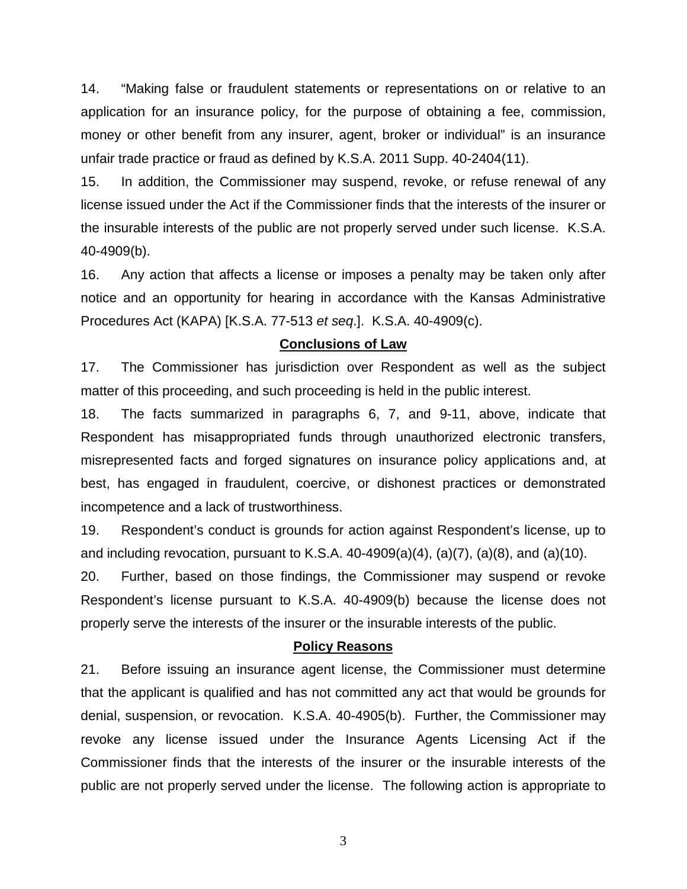14. "Making false or fraudulent statements or representations on or relative to an application for an insurance policy, for the purpose of obtaining a fee, commission, money or other benefit from any insurer, agent, broker or individual" is an insurance unfair trade practice or fraud as defined by K.S.A. 2011 Supp. 40-2404(11).

15. In addition, the Commissioner may suspend, revoke, or refuse renewal of any license issued under the Act if the Commissioner finds that the interests of the insurer or the insurable interests of the public are not properly served under such license. K.S.A. 40-4909(b).

16. Any action that affects a license or imposes a penalty may be taken only after notice and an opportunity for hearing in accordance with the Kansas Administrative Procedures Act (KAPA) [K.S.A. 77-513 *et seq*.]. K.S.A. 40-4909(c).

## **Conclusions of Law**

17. The Commissioner has jurisdiction over Respondent as well as the subject matter of this proceeding, and such proceeding is held in the public interest.

18. The facts summarized in paragraphs 6, 7, and 9-11, above, indicate that Respondent has misappropriated funds through unauthorized electronic transfers, misrepresented facts and forged signatures on insurance policy applications and, at best, has engaged in fraudulent, coercive, or dishonest practices or demonstrated incompetence and a lack of trustworthiness.

19. Respondent's conduct is grounds for action against Respondent's license, up to and including revocation, pursuant to K.S.A. 40-4909(a)(4), (a)(7), (a)(8), and (a)(10).

20. Further, based on those findings, the Commissioner may suspend or revoke Respondent's license pursuant to K.S.A. 40-4909(b) because the license does not properly serve the interests of the insurer or the insurable interests of the public.

## **Policy Reasons**

21. Before issuing an insurance agent license, the Commissioner must determine that the applicant is qualified and has not committed any act that would be grounds for denial, suspension, or revocation. K.S.A. 40-4905(b). Further, the Commissioner may revoke any license issued under the Insurance Agents Licensing Act if the Commissioner finds that the interests of the insurer or the insurable interests of the public are not properly served under the license. The following action is appropriate to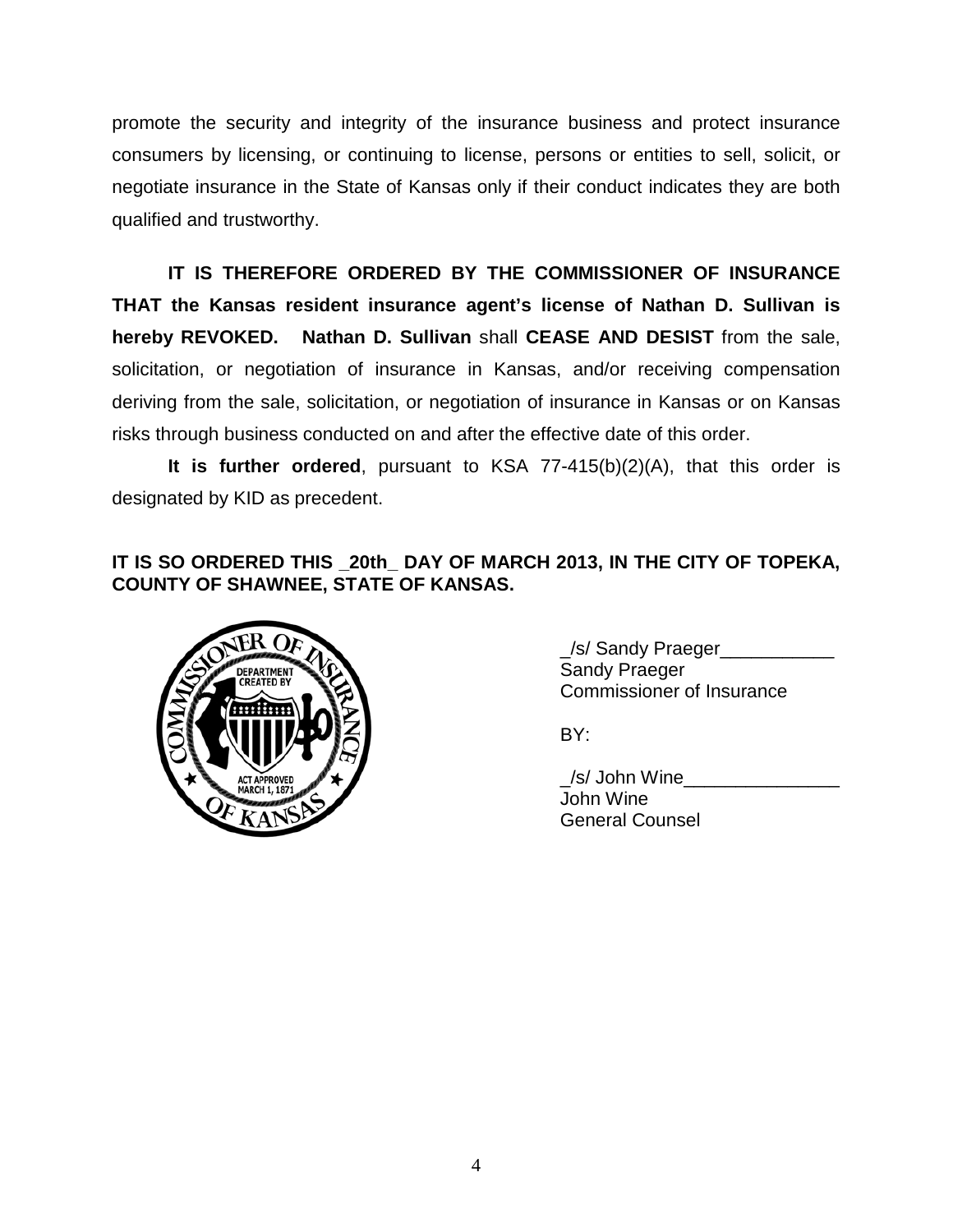promote the security and integrity of the insurance business and protect insurance consumers by licensing, or continuing to license, persons or entities to sell, solicit, or negotiate insurance in the State of Kansas only if their conduct indicates they are both qualified and trustworthy.

**IT IS THEREFORE ORDERED BY THE COMMISSIONER OF INSURANCE THAT the Kansas resident insurance agent's license of Nathan D. Sullivan is hereby REVOKED. Nathan D. Sullivan** shall **CEASE AND DESIST** from the sale, solicitation, or negotiation of insurance in Kansas, and/or receiving compensation deriving from the sale, solicitation, or negotiation of insurance in Kansas or on Kansas risks through business conducted on and after the effective date of this order.

**It is further ordered**, pursuant to KSA 77-415(b)(2)(A), that this order is designated by KID as precedent.

**IT IS SO ORDERED THIS _20th_ DAY OF MARCH 2013, IN THE CITY OF TOPEKA, COUNTY OF SHAWNEE, STATE OF KANSAS.**

_/s/ Sandy Praeger___________
Sandy Praeger
Commissioner of Insurance

BY:

_/s/ John Wine_______________
John Wine
General Counsel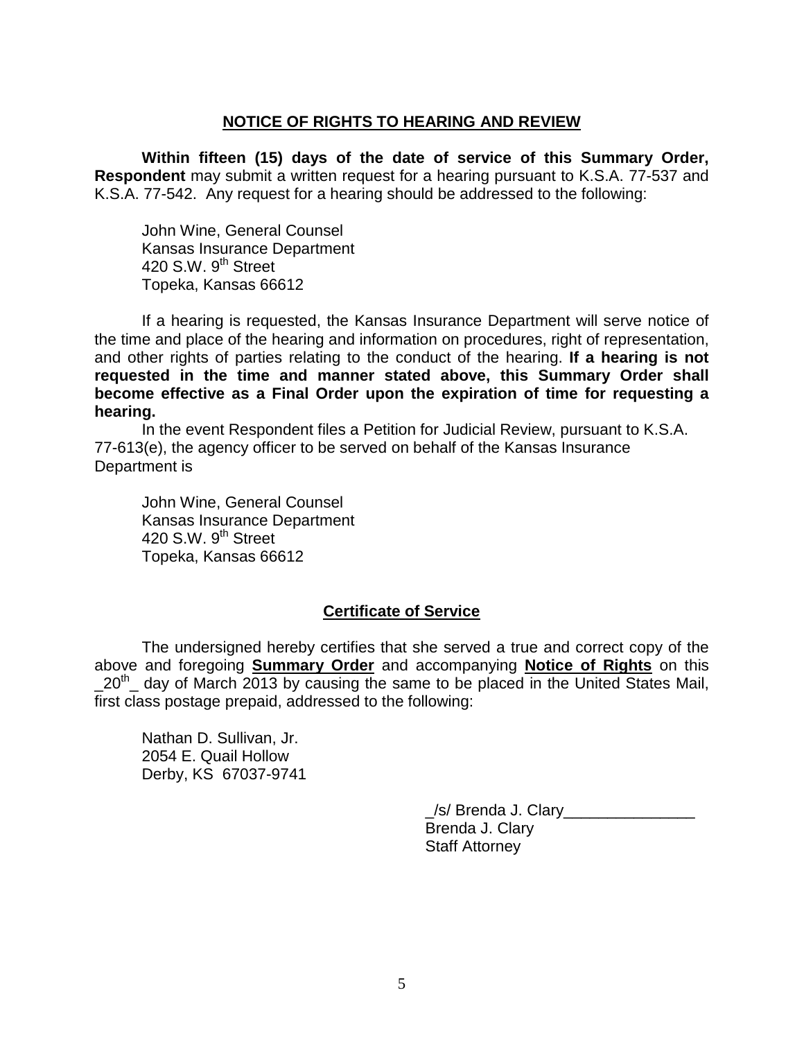## NOTICE OF RIGHTS TO HEARING AND REVIEW

**Within fifteen (15) days of the date of service of this Summary Order, Respondent** may submit a written request for a hearing pursuant to K.S.A. 77-537 and K.S.A. 77-542. Any request for a hearing should be addressed to the following:

John Wine, General Counsel
Kansas Insurance Department
420 S.W. 9th Street
Topeka, Kansas 66612

If a hearing is requested, the Kansas Insurance Department will serve notice of the time and place of the hearing and information on procedures, right of representation, and other rights of parties relating to the conduct of the hearing. **If a hearing is not requested in the time and manner stated above, this Summary Order shall become effective as a Final Order upon the expiration of time for requesting a hearing.**

In the event Respondent files a Petition for Judicial Review, pursuant to K.S.A. 77-613(e), the agency officer to be served on behalf of the Kansas Insurance Department is

John Wine, General Counsel
Kansas Insurance Department
420 S.W. 9th Street
Topeka, Kansas 66612

## Certificate of Service

The undersigned hereby certifies that she served a true and correct copy of the above and foregoing **Summary Order** and accompanying **Notice of Rights** on this _20th_ day of March 2013 by causing the same to be placed in the United States Mail, first class postage prepaid, addressed to the following:

Nathan D. Sullivan, Jr.
2054 E. Quail Hollow
Derby, KS 67037-9741

_/s/ Brenda J. Clary_______________
Brenda J. Clary
Staff Attorney